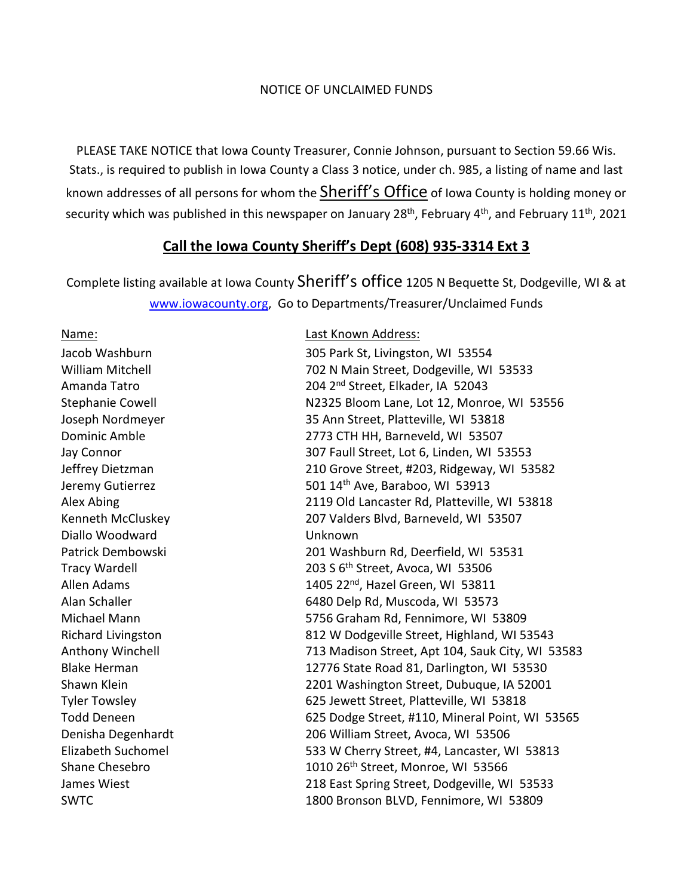NOTICE OF UNCLAIMED FUNDS

PLEASE TAKE NOTICE that Iowa County Treasurer, Connie Johnson, pursuant to Section 59.66 Wis. Stats., is required to publish in Iowa County a Class 3 notice, under ch. 985, a listing of name and last known addresses of all persons for whom the Sheriff's Office of Iowa County is holding money or security which was published in this newspaper on January 28th, February 4th, and February 11th, 2021

## **Call the Iowa County Sheriff's Dept (608) 935-3314 Ext 3**

Complete listing available at Iowa County Sheriff's office 1205 N Bequette St, Dodgeville, WI & at www.iowacounty.org, Go to Departments/Treasurer/Unclaimed Funds

| Name: | Last Known Address: |
| --- | --- |
| Jacob Washburn | 305 Park St, Livingston, WI 53554 |
| William Mitchell | 702 N Main Street, Dodgeville, WI 53533 |
| Amanda Tatro | 204 2nd Street, Elkader, IA 52043 |
| Stephanie Cowell | N2325 Bloom Lane, Lot 12, Monroe, WI 53556 |
| Joseph Nordmeyer | 35 Ann Street, Platteville, WI 53818 |
| Dominic Amble | 2773 CTH HH, Barneveld, WI 53507 |
| Jay Connor | 307 Faull Street, Lot 6, Linden, WI 53553 |
| Jeffrey Dietzman | 210 Grove Street, #203, Ridgeway, WI 53582 |
| Jeremy Gutierrez | 501 14th Ave, Baraboo, WI 53913 |
| Alex Abing | 2119 Old Lancaster Rd, Platteville, WI 53818 |
| Kenneth McCluskey | 207 Valders Blvd, Barneveld, WI 53507 |
| Diallo Woodward | Unknown |
| Patrick Dembowski | 201 Washburn Rd, Deerfield, WI 53531 |
| Tracy Wardell | 203 S 6th Street, Avoca, WI 53506 |
| Allen Adams | 1405 22nd, Hazel Green, WI 53811 |
| Alan Schaller | 6480 Delp Rd, Muscoda, WI 53573 |
| Michael Mann | 5756 Graham Rd, Fennimore, WI 53809 |
| Richard Livingston | 812 W Dodgeville Street, Highland, WI 53543 |
| Anthony Winchell | 713 Madison Street, Apt 104, Sauk City, WI 53583 |
| Blake Herman | 12776 State Road 81, Darlington, WI 53530 |
| Shawn Klein | 2201 Washington Street, Dubuque, IA 52001 |
| Tyler Towsley | 625 Jewett Street, Platteville, WI 53818 |
| Todd Deneen | 625 Dodge Street, #110, Mineral Point, WI 53565 |
| Denisha Degenhardt | 206 William Street, Avoca, WI 53506 |
| Elizabeth Suchomel | 533 W Cherry Street, #4, Lancaster, WI 53813 |
| Shane Chesebro | 1010 26th Street, Monroe, WI 53566 |
| James Wiest | 218 East Spring Street, Dodgeville, WI 53533 |
| SWTC | 1800 Bronson BLVD, Fennimore, WI 53809 |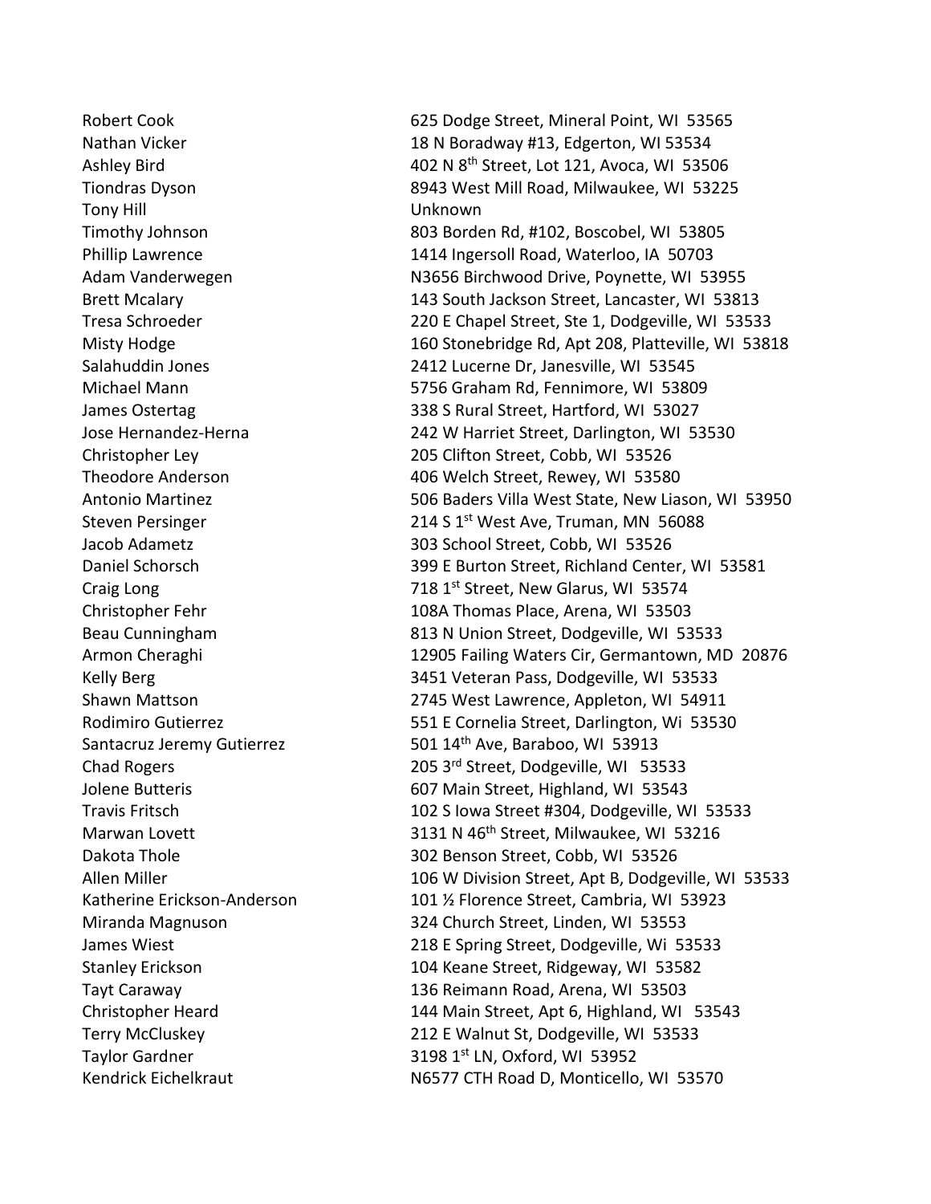| | |
|---|---|
| Robert Cook | 625 Dodge Street, Mineral Point, WI 53565 |
| Nathan Vicker | 18 N Boradway #13, Edgerton, WI 53534 |
| Ashley Bird | 402 N 8th Street, Lot 121, Avoca, WI 53506 |
| Tiondras Dyson | 8943 West Mill Road, Milwaukee, WI 53225 |
| Tony Hill | Unknown |
| Timothy Johnson | 803 Borden Rd, #102, Boscobel, WI 53805 |
| Phillip Lawrence | 1414 Ingersoll Road, Waterloo, IA 50703 |
| Adam Vanderwegen | N3656 Birchwood Drive, Poynette, WI 53955 |
| Brett Mcalary | 143 South Jackson Street, Lancaster, WI 53813 |
| Tresa Schroeder | 220 E Chapel Street, Ste 1, Dodgeville, WI 53533 |
| Misty Hodge | 160 Stonebridge Rd, Apt 208, Platteville, WI 53818 |
| Salahuddin Jones | 2412 Lucerne Dr, Janesville, WI 53545 |
| Michael Mann | 5756 Graham Rd, Fennimore, WI 53809 |
| James Ostertag | 338 S Rural Street, Hartford, WI 53027 |
| Jose Hernandez-Herna | 242 W Harriet Street, Darlington, WI 53530 |
| Christopher Ley | 205 Clifton Street, Cobb, WI 53526 |
| Theodore Anderson | 406 Welch Street, Rewey, WI 53580 |
| Antonio Martinez | 506 Baders Villa West State, New Liason, WI 53950 |
| Steven Persinger | 214 S 1st West Ave, Truman, MN 56088 |
| Jacob Adametz | 303 School Street, Cobb, WI 53526 |
| Daniel Schorsch | 399 E Burton Street, Richland Center, WI 53581 |
| Craig Long | 718 1st Street, New Glarus, WI 53574 |
| Christopher Fehr | 108A Thomas Place, Arena, WI 53503 |
| Beau Cunningham | 813 N Union Street, Dodgeville, WI 53533 |
| Armon Cheraghi | 12905 Failing Waters Cir, Germantown, MD 20876 |
| Kelly Berg | 3451 Veteran Pass, Dodgeville, WI 53533 |
| Shawn Mattson | 2745 West Lawrence, Appleton, WI 54911 |
| Rodimiro Gutierrez | 551 E Cornelia Street, Darlington, Wi 53530 |
| Santacruz Jeremy Gutierrez | 501 14th Ave, Baraboo, WI 53913 |
| Chad Rogers | 205 3rd Street, Dodgeville, WI 53533 |
| Jolene Butteris | 607 Main Street, Highland, WI 53543 |
| Travis Fritsch | 102 S Iowa Street #304, Dodgeville, WI 53533 |
| Marwan Lovett | 3131 N 46th Street, Milwaukee, WI 53216 |
| Dakota Thole | 302 Benson Street, Cobb, WI 53526 |
| Allen Miller | 106 W Division Street, Apt B, Dodgeville, WI 53533 |
| Katherine Erickson-Anderson | 101 ½ Florence Street, Cambria, WI 53923 |
| Miranda Magnuson | 324 Church Street, Linden, WI 53553 |
| James Wiest | 218 E Spring Street, Dodgeville, Wi 53533 |
| Stanley Erickson | 104 Keane Street, Ridgeway, WI 53582 |
| Tayt Caraway | 136 Reimann Road, Arena, WI 53503 |
| Christopher Heard | 144 Main Street, Apt 6, Highland, WI 53543 |
| Terry McCluskey | 212 E Walnut St, Dodgeville, WI 53533 |
| Taylor Gardner | 3198 1st LN, Oxford, WI 53952 |
| Kendrick Eichelkraut | N6577 CTH Road D, Monticello, WI 53570 |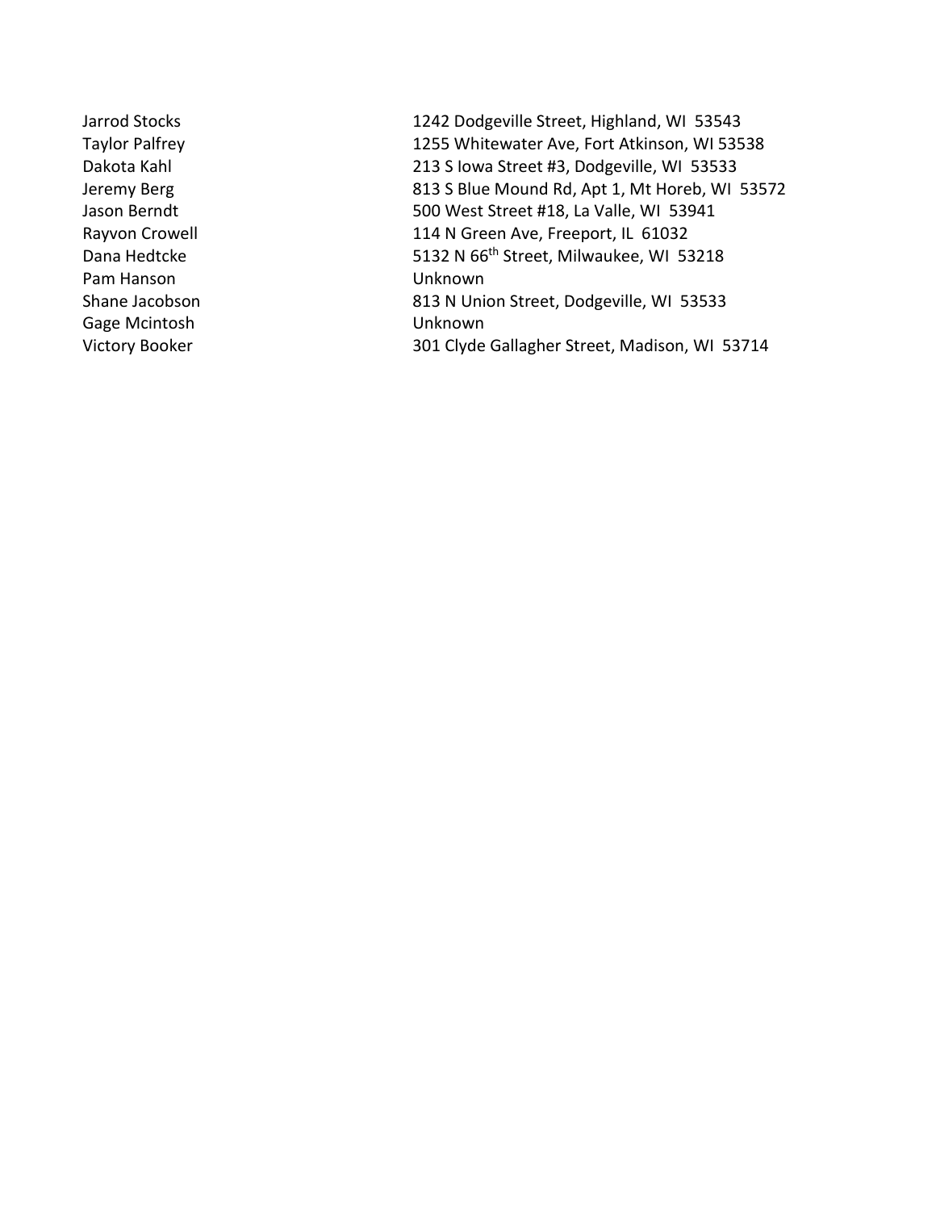| | |
|---|---|
| Jarrod Stocks | 1242 Dodgeville Street, Highland, WI 53543 |
| Taylor Palfrey | 1255 Whitewater Ave, Fort Atkinson, WI 53538 |
| Dakota Kahl | 213 S Iowa Street #3, Dodgeville, WI 53533 |
| Jeremy Berg | 813 S Blue Mound Rd, Apt 1, Mt Horeb, WI 53572 |
| Jason Berndt | 500 West Street #18, La Valle, WI 53941 |
| Rayvon Crowell | 114 N Green Ave, Freeport, IL 61032 |
| Dana Hedtcke | 5132 N 66th Street, Milwaukee, WI 53218 |
| Pam Hanson | Unknown |
| Shane Jacobson | 813 N Union Street, Dodgeville, WI 53533 |
| Gage Mcintosh | Unknown |
| Victory Booker | 301 Clyde Gallagher Street, Madison, WI 53714 |